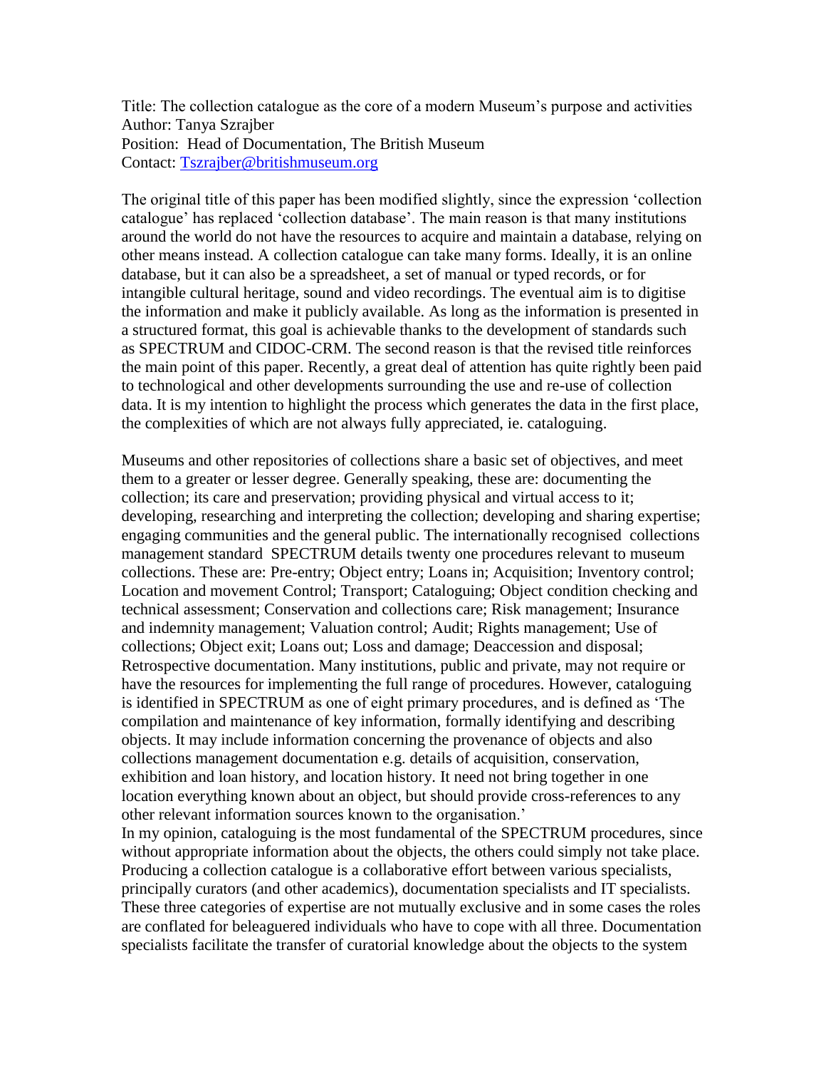Title: The collection catalogue as the core of a modern Museum's purpose and activities
Author: Tanya Szrajber
Position: Head of Documentation, The British Museum
Contact: [Tszrajber@britishmuseum.org](mailto:Tszrajber@britishmuseum.org)

The original title of this paper has been modified slightly, since the expression 'collection catalogue' has replaced 'collection database'. The main reason is that many institutions around the world do not have the resources to acquire and maintain a database, relying on other means instead. A collection catalogue can take many forms. Ideally, it is an online database, but it can also be a spreadsheet, a set of manual or typed records, or for intangible cultural heritage, sound and video recordings. The eventual aim is to digitise the information and make it publicly available. As long as the information is presented in a structured format, this goal is achievable thanks to the development of standards such as SPECTRUM and CIDOC-CRM. The second reason is that the revised title reinforces the main point of this paper. Recently, a great deal of attention has quite rightly been paid to technological and other developments surrounding the use and re-use of collection data. It is my intention to highlight the process which generates the data in the first place, the complexities of which are not always fully appreciated, ie. cataloguing.

Museums and other repositories of collections share a basic set of objectives, and meet them to a greater or lesser degree. Generally speaking, these are: documenting the collection; its care and preservation; providing physical and virtual access to it; developing, researching and interpreting the collection; developing and sharing expertise; engaging communities and the general public. The internationally recognised collections management standard SPECTRUM details twenty one procedures relevant to museum collections. These are: Pre-entry; Object entry; Loans in; Acquisition; Inventory control; Location and movement Control; Transport; Cataloguing; Object condition checking and technical assessment; Conservation and collections care; Risk management; Insurance and indemnity management; Valuation control; Audit; Rights management; Use of collections; Object exit; Loans out; Loss and damage; Deaccession and disposal; Retrospective documentation. Many institutions, public and private, may not require or have the resources for implementing the full range of procedures. However, cataloguing is identified in SPECTRUM as one of eight primary procedures, and is defined as 'The compilation and maintenance of key information, formally identifying and describing objects. It may include information concerning the provenance of objects and also collections management documentation e.g. details of acquisition, conservation, exhibition and loan history, and location history. It need not bring together in one location everything known about an object, but should provide cross-references to any other relevant information sources known to the organisation.'

In my opinion, cataloguing is the most fundamental of the SPECTRUM procedures, since without appropriate information about the objects, the others could simply not take place. Producing a collection catalogue is a collaborative effort between various specialists, principally curators (and other academics), documentation specialists and IT specialists. These three categories of expertise are not mutually exclusive and in some cases the roles are conflated for beleaguered individuals who have to cope with all three. Documentation specialists facilitate the transfer of curatorial knowledge about the objects to the system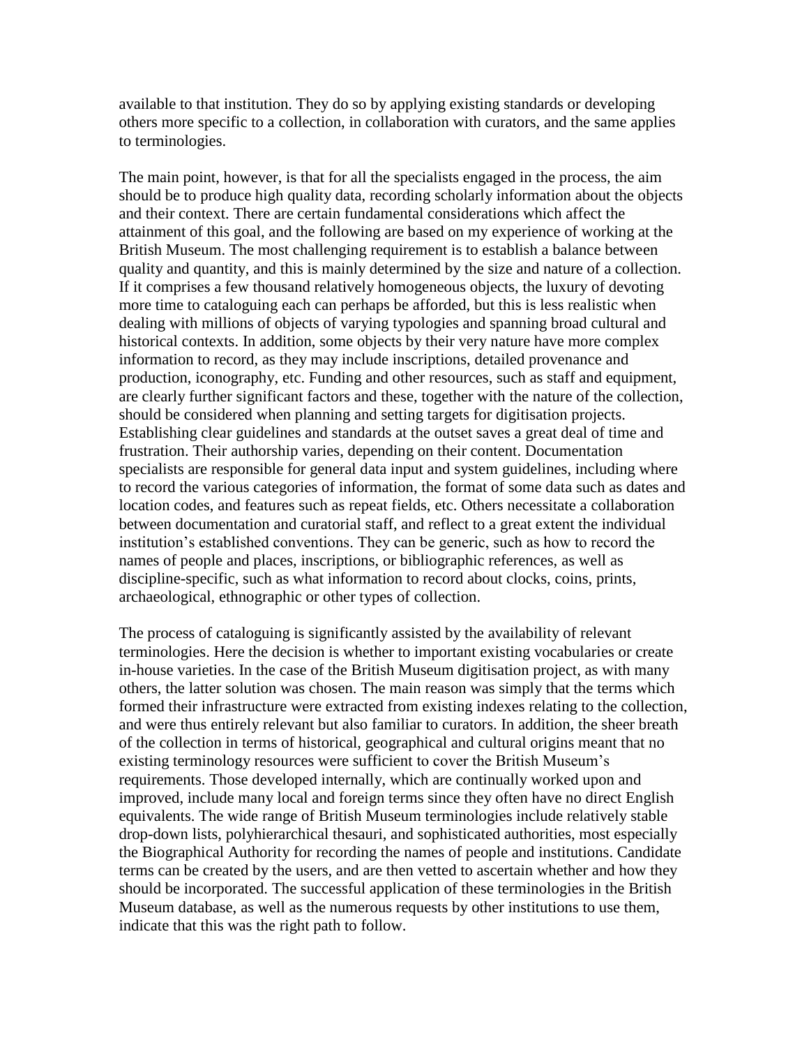available to that institution. They do so by applying existing standards or developing others more specific to a collection, in collaboration with curators, and the same applies to terminologies.

The main point, however, is that for all the specialists engaged in the process, the aim should be to produce high quality data, recording scholarly information about the objects and their context. There are certain fundamental considerations which affect the attainment of this goal, and the following are based on my experience of working at the British Museum. The most challenging requirement is to establish a balance between quality and quantity, and this is mainly determined by the size and nature of a collection. If it comprises a few thousand relatively homogeneous objects, the luxury of devoting more time to cataloguing each can perhaps be afforded, but this is less realistic when dealing with millions of objects of varying typologies and spanning broad cultural and historical contexts. In addition, some objects by their very nature have more complex information to record, as they may include inscriptions, detailed provenance and production, iconography, etc. Funding and other resources, such as staff and equipment, are clearly further significant factors and these, together with the nature of the collection, should be considered when planning and setting targets for digitisation projects. Establishing clear guidelines and standards at the outset saves a great deal of time and frustration. Their authorship varies, depending on their content. Documentation specialists are responsible for general data input and system guidelines, including where to record the various categories of information, the format of some data such as dates and location codes, and features such as repeat fields, etc. Others necessitate a collaboration between documentation and curatorial staff, and reflect to a great extent the individual institution's established conventions. They can be generic, such as how to record the names of people and places, inscriptions, or bibliographic references, as well as discipline-specific, such as what information to record about clocks, coins, prints, archaeological, ethnographic or other types of collection.

The process of cataloguing is significantly assisted by the availability of relevant terminologies. Here the decision is whether to important existing vocabularies or create in-house varieties. In the case of the British Museum digitisation project, as with many others, the latter solution was chosen. The main reason was simply that the terms which formed their infrastructure were extracted from existing indexes relating to the collection, and were thus entirely relevant but also familiar to curators. In addition, the sheer breath of the collection in terms of historical, geographical and cultural origins meant that no existing terminology resources were sufficient to cover the British Museum's requirements. Those developed internally, which are continually worked upon and improved, include many local and foreign terms since they often have no direct English equivalents. The wide range of British Museum terminologies include relatively stable drop-down lists, polyhierarchical thesauri, and sophisticated authorities, most especially the Biographical Authority for recording the names of people and institutions. Candidate terms can be created by the users, and are then vetted to ascertain whether and how they should be incorporated. The successful application of these terminologies in the British Museum database, as well as the numerous requests by other institutions to use them, indicate that this was the right path to follow.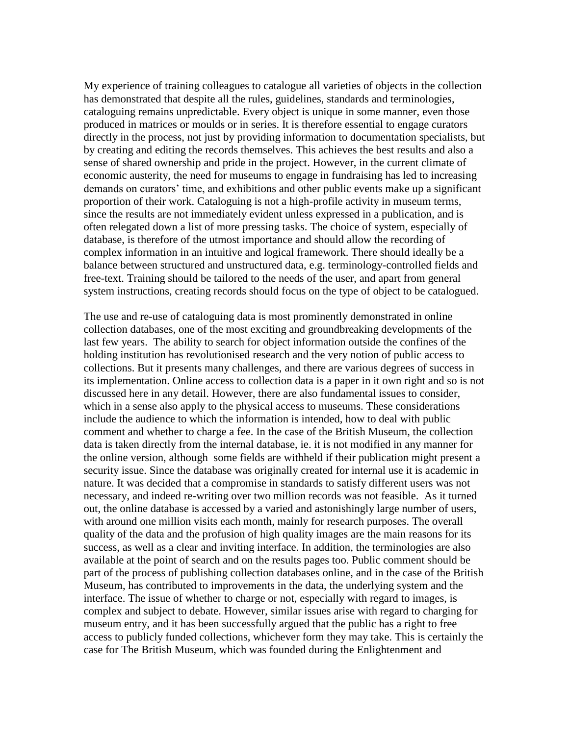My experience of training colleagues to catalogue all varieties of objects in the collection has demonstrated that despite all the rules, guidelines, standards and terminologies, cataloguing remains unpredictable. Every object is unique in some manner, even those produced in matrices or moulds or in series. It is therefore essential to engage curators directly in the process, not just by providing information to documentation specialists, but by creating and editing the records themselves. This achieves the best results and also a sense of shared ownership and pride in the project. However, in the current climate of economic austerity, the need for museums to engage in fundraising has led to increasing demands on curators' time, and exhibitions and other public events make up a significant proportion of their work. Cataloguing is not a high-profile activity in museum terms, since the results are not immediately evident unless expressed in a publication, and is often relegated down a list of more pressing tasks. The choice of system, especially of database, is therefore of the utmost importance and should allow the recording of complex information in an intuitive and logical framework. There should ideally be a balance between structured and unstructured data, e.g. terminology-controlled fields and free-text. Training should be tailored to the needs of the user, and apart from general system instructions, creating records should focus on the type of object to be catalogued.

The use and re-use of cataloguing data is most prominently demonstrated in online collection databases, one of the most exciting and groundbreaking developments of the last few years. The ability to search for object information outside the confines of the holding institution has revolutionised research and the very notion of public access to collections. But it presents many challenges, and there are various degrees of success in its implementation. Online access to collection data is a paper in it own right and so is not discussed here in any detail. However, there are also fundamental issues to consider, which in a sense also apply to the physical access to museums. These considerations include the audience to which the information is intended, how to deal with public comment and whether to charge a fee. In the case of the British Museum, the collection data is taken directly from the internal database, ie. it is not modified in any manner for the online version, although some fields are withheld if their publication might present a security issue. Since the database was originally created for internal use it is academic in nature. It was decided that a compromise in standards to satisfy different users was not necessary, and indeed re-writing over two million records was not feasible. As it turned out, the online database is accessed by a varied and astonishingly large number of users, with around one million visits each month, mainly for research purposes. The overall quality of the data and the profusion of high quality images are the main reasons for its success, as well as a clear and inviting interface. In addition, the terminologies are also available at the point of search and on the results pages too. Public comment should be part of the process of publishing collection databases online, and in the case of the British Museum, has contributed to improvements in the data, the underlying system and the interface. The issue of whether to charge or not, especially with regard to images, is complex and subject to debate. However, similar issues arise with regard to charging for museum entry, and it has been successfully argued that the public has a right to free access to publicly funded collections, whichever form they may take. This is certainly the case for The British Museum, which was founded during the Enlightenment and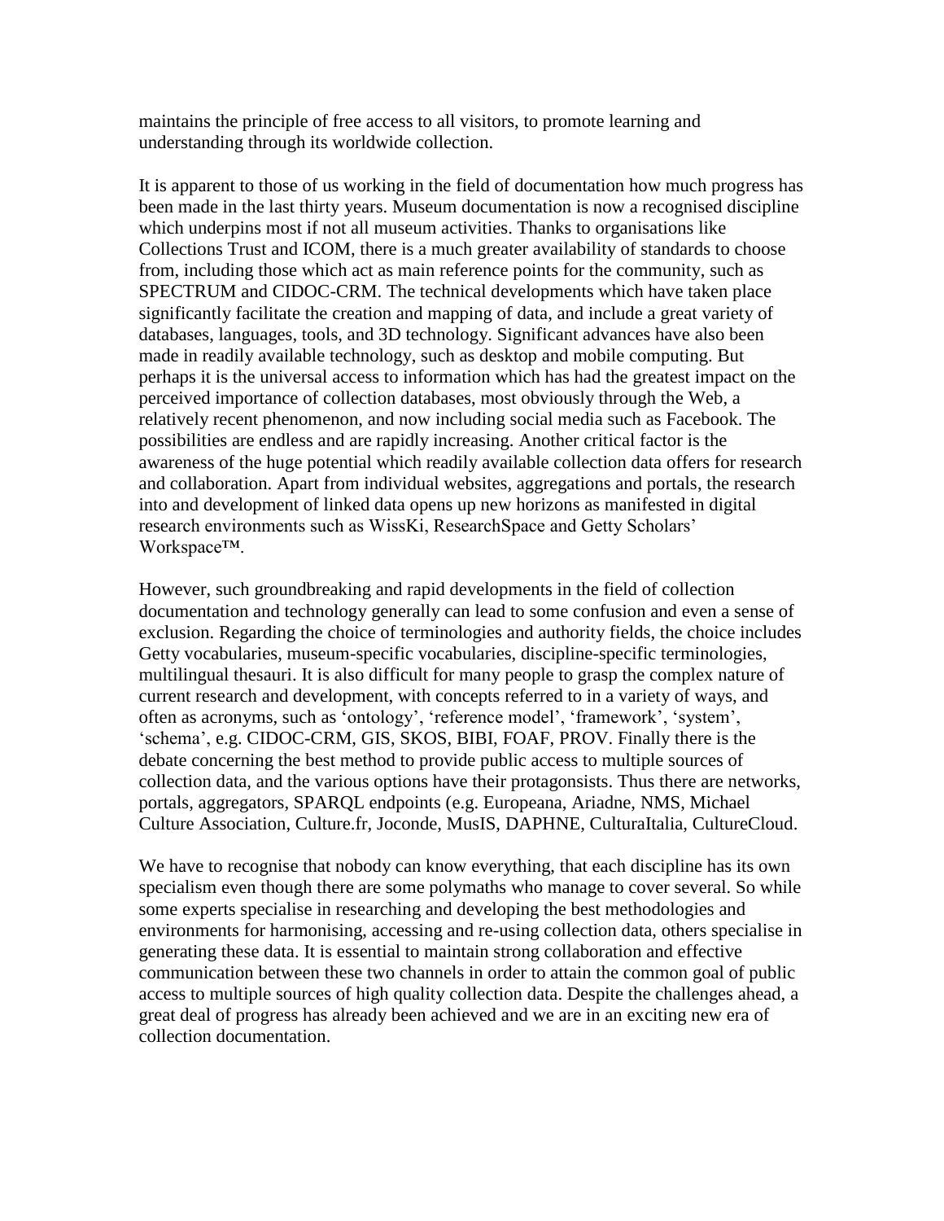maintains the principle of free access to all visitors, to promote learning and understanding through its worldwide collection.

It is apparent to those of us working in the field of documentation how much progress has been made in the last thirty years. Museum documentation is now a recognised discipline which underpins most if not all museum activities. Thanks to organisations like Collections Trust and ICOM, there is a much greater availability of standards to choose from, including those which act as main reference points for the community, such as SPECTRUM and CIDOC-CRM. The technical developments which have taken place significantly facilitate the creation and mapping of data, and include a great variety of databases, languages, tools, and 3D technology. Significant advances have also been made in readily available technology, such as desktop and mobile computing. But perhaps it is the universal access to information which has had the greatest impact on the perceived importance of collection databases, most obviously through the Web, a relatively recent phenomenon, and now including social media such as Facebook. The possibilities are endless and are rapidly increasing. Another critical factor is the awareness of the huge potential which readily available collection data offers for research and collaboration. Apart from individual websites, aggregations and portals, the research into and development of linked data opens up new horizons as manifested in digital research environments such as WissKi, ResearchSpace and Getty Scholars' Workspace™.

However, such groundbreaking and rapid developments in the field of collection documentation and technology generally can lead to some confusion and even a sense of exclusion. Regarding the choice of terminologies and authority fields, the choice includes Getty vocabularies, museum-specific vocabularies, discipline-specific terminologies, multilingual thesauri. It is also difficult for many people to grasp the complex nature of current research and development, with concepts referred to in a variety of ways, and often as acronyms, such as 'ontology', 'reference model', 'framework', 'system', 'schema', e.g. CIDOC-CRM, GIS, SKOS, BIBI, FOAF, PROV. Finally there is the debate concerning the best method to provide public access to multiple sources of collection data, and the various options have their protagonsists. Thus there are networks, portals, aggregators, SPARQL endpoints (e.g. Europeana, Ariadne, NMS, Michael Culture Association, Culture.fr, Joconde, MusIS, DAPHNE, CulturaItalia, CultureCloud.

We have to recognise that nobody can know everything, that each discipline has its own specialism even though there are some polymaths who manage to cover several. So while some experts specialise in researching and developing the best methodologies and environments for harmonising, accessing and re-using collection data, others specialise in generating these data. It is essential to maintain strong collaboration and effective communication between these two channels in order to attain the common goal of public access to multiple sources of high quality collection data. Despite the challenges ahead, a great deal of progress has already been achieved and we are in an exciting new era of collection documentation.